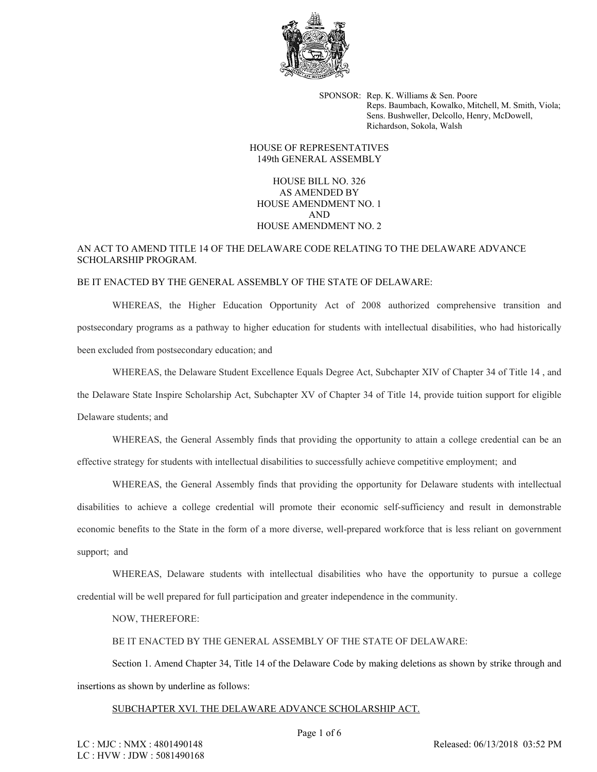SPONSOR: Rep. K. Williams & Sen. Poore
Reps. Baumbach, Kowalko, Mitchell, M. Smith, Viola;
Sens. Bushweller, Delcollo, Henry, McDowell,
Richardson, Sokola, Walsh

HOUSE OF REPRESENTATIVES
149th GENERAL ASSEMBLY

HOUSE BILL NO. 326
AS AMENDED BY
HOUSE AMENDMENT NO. 1
AND
HOUSE AMENDMENT NO. 2

AN ACT TO AMEND TITLE 14 OF THE DELAWARE CODE RELATING TO THE DELAWARE ADVANCE SCHOLARSHIP PROGRAM.

BE IT ENACTED BY THE GENERAL ASSEMBLY OF THE STATE OF DELAWARE:

WHEREAS, the Higher Education Opportunity Act of 2008 authorized comprehensive transition and postsecondary programs as a pathway to higher education for students with intellectual disabilities, who had historically been excluded from postsecondary education; and

WHEREAS, the Delaware Student Excellence Equals Degree Act, Subchapter XIV of Chapter 34 of Title 14 , and the Delaware State Inspire Scholarship Act, Subchapter XV of Chapter 34 of Title 14, provide tuition support for eligible Delaware students; and

WHEREAS, the General Assembly finds that providing the opportunity to attain a college credential can be an effective strategy for students with intellectual disabilities to successfully achieve competitive employment; and

WHEREAS, the General Assembly finds that providing the opportunity for Delaware students with intellectual disabilities to achieve a college credential will promote their economic self-sufficiency and result in demonstrable economic benefits to the State in the form of a more diverse, well-prepared workforce that is less reliant on government support; and

WHEREAS, Delaware students with intellectual disabilities who have the opportunity to pursue a college credential will be well prepared for full participation and greater independence in the community.

NOW, THEREFORE:

BE IT ENACTED BY THE GENERAL ASSEMBLY OF THE STATE OF DELAWARE:

Section 1. Amend Chapter 34, Title 14 of the Delaware Code by making deletions as shown by strike through and insertions as shown by underline as follows:

<u>SUBCHAPTER XVI. THE DELAWARE ADVANCE SCHOLARSHIP ACT.</u>

LC : MJC : NMX : 4801490148
LC : HVW : JDW : 5081490168
Released: 06/13/2018 03:52 PM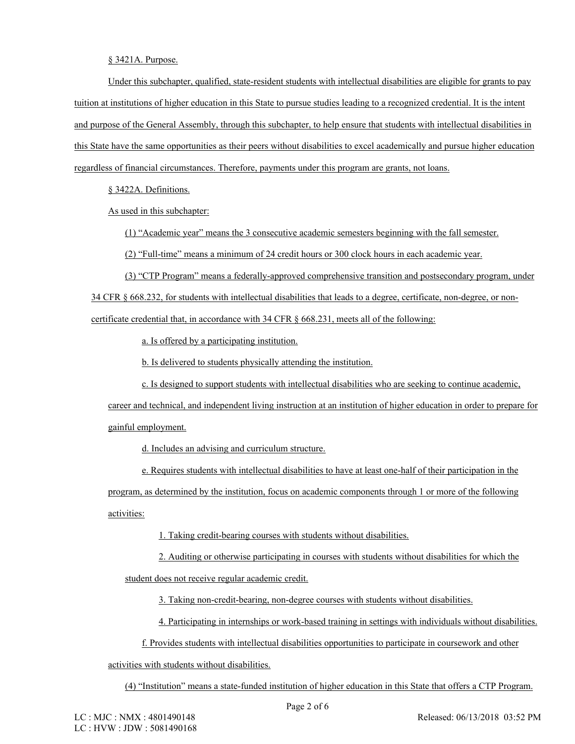§ 3421A. Purpose.

Under this subchapter, qualified, state-resident students with intellectual disabilities are eligible for grants to pay tuition at institutions of higher education in this State to pursue studies leading to a recognized credential. It is the intent and purpose of the General Assembly, through this subchapter, to help ensure that students with intellectual disabilities in this State have the same opportunities as their peers without disabilities to excel academically and pursue higher education regardless of financial circumstances. Therefore, payments under this program are grants, not loans.

§ 3422A. Definitions.

As used in this subchapter:

(1) "Academic year" means the 3 consecutive academic semesters beginning with the fall semester.

(2) "Full-time" means a minimum of 24 credit hours or 300 clock hours in each academic year.

(3) "CTP Program" means a federally-approved comprehensive transition and postsecondary program, under 34 CFR § 668.232, for students with intellectual disabilities that leads to a degree, certificate, non-degree, or non-certificate credential that, in accordance with 34 CFR § 668.231, meets all of the following:

a. Is offered by a participating institution.

b. Is delivered to students physically attending the institution.

c. Is designed to support students with intellectual disabilities who are seeking to continue academic, career and technical, and independent living instruction at an institution of higher education in order to prepare for gainful employment.

d. Includes an advising and curriculum structure.

e. Requires students with intellectual disabilities to have at least one-half of their participation in the program, as determined by the institution, focus on academic components through 1 or more of the following activities:

1. Taking credit-bearing courses with students without disabilities.

2. Auditing or otherwise participating in courses with students without disabilities for which the student does not receive regular academic credit.

3. Taking non-credit-bearing, non-degree courses with students without disabilities.

4. Participating in internships or work-based training in settings with individuals without disabilities.

f. Provides students with intellectual disabilities opportunities to participate in coursework and other activities with students without disabilities.

(4) "Institution" means a state-funded institution of higher education in this State that offers a CTP Program.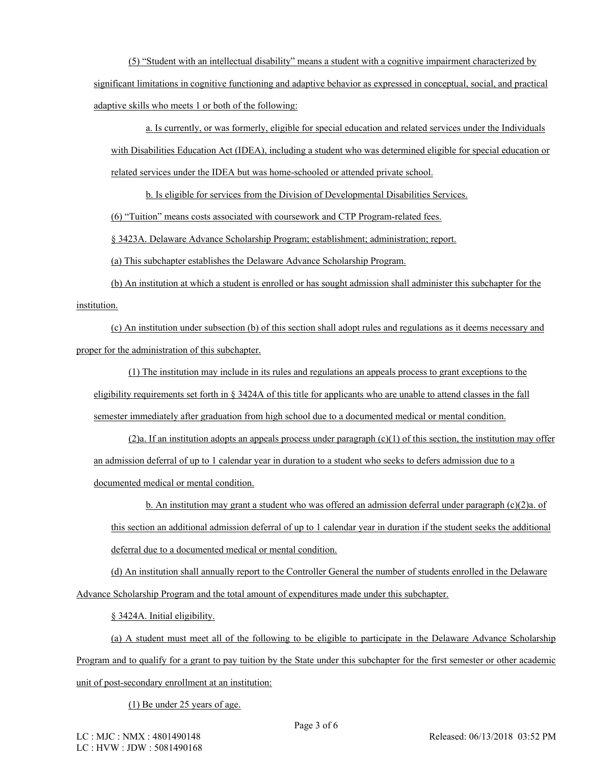(5) “Student with an intellectual disability” means a student with a cognitive impairment characterized by significant limitations in cognitive functioning and adaptive behavior as expressed in conceptual, social, and practical adaptive skills who meets 1 or both of the following:

a. Is currently, or was formerly, eligible for special education and related services under the Individuals with Disabilities Education Act (IDEA), including a student who was determined eligible for special education or related services under the IDEA but was home-schooled or attended private school.

b. Is eligible for services from the Division of Developmental Disabilities Services.

(6) “Tuition” means costs associated with coursework and CTP Program-related fees.

§ 3423A. Delaware Advance Scholarship Program; establishment; administration; report.

(a) This subchapter establishes the Delaware Advance Scholarship Program.

(b) An institution at which a student is enrolled or has sought admission shall administer this subchapter for the institution.

(c) An institution under subsection (b) of this section shall adopt rules and regulations as it deems necessary and proper for the administration of this subchapter.

(1) The institution may include in its rules and regulations an appeals process to grant exceptions to the eligibility requirements set forth in § 3424A of this title for applicants who are unable to attend classes in the fall semester immediately after graduation from high school due to a documented medical or mental condition.

(2)a. If an institution adopts an appeals process under paragraph (c)(1) of this section, the institution may offer an admission deferral of up to 1 calendar year in duration to a student who seeks to defers admission due to a documented medical or mental condition.

b. An institution may grant a student who was offered an admission deferral under paragraph (c)(2)a. of this section an additional admission deferral of up to 1 calendar year in duration if the student seeks the additional deferral due to a documented medical or mental condition.

(d) An institution shall annually report to the Controller General the number of students enrolled in the Delaware Advance Scholarship Program and the total amount of expenditures made under this subchapter.

§ 3424A. Initial eligibility.

(a) A student must meet all of the following to be eligible to participate in the Delaware Advance Scholarship Program and to qualify for a grant to pay tuition by the State under this subchapter for the first semester or other academic unit of post-secondary enrollment at an institution:

(1) Be under 25 years of age.

LC : MJC : NMX : 4801490148
LC : HVW : JDW : 5081490168
Released: 06/13/2018 03:52 PM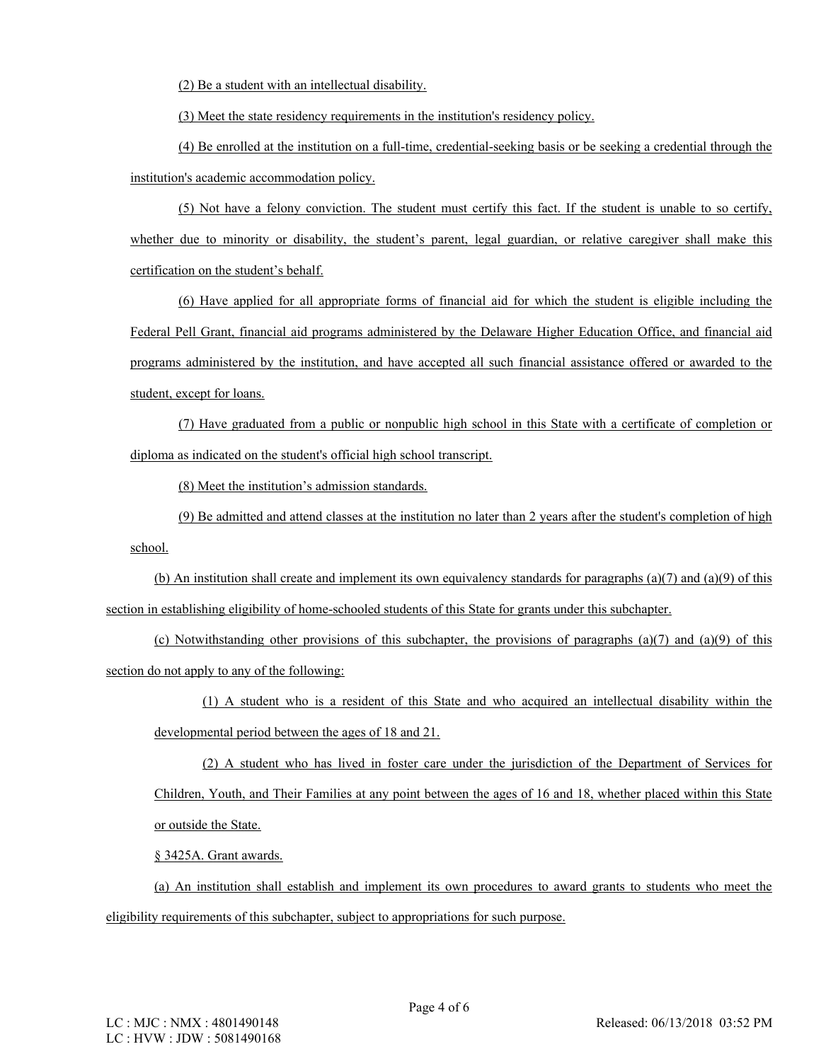(2) Be a student with an intellectual disability.

(3) Meet the state residency requirements in the institution's residency policy.

(4) Be enrolled at the institution on a full-time, credential-seeking basis or be seeking a credential through the institution's academic accommodation policy.

(5) Not have a felony conviction. The student must certify this fact. If the student is unable to so certify, whether due to minority or disability, the student's parent, legal guardian, or relative caregiver shall make this certification on the student's behalf.

(6) Have applied for all appropriate forms of financial aid for which the student is eligible including the Federal Pell Grant, financial aid programs administered by the Delaware Higher Education Office, and financial aid programs administered by the institution, and have accepted all such financial assistance offered or awarded to the student, except for loans.

(7) Have graduated from a public or nonpublic high school in this State with a certificate of completion or diploma as indicated on the student's official high school transcript.

(8) Meet the institution's admission standards.

(9) Be admitted and attend classes at the institution no later than 2 years after the student's completion of high school.

(b) An institution shall create and implement its own equivalency standards for paragraphs (a)(7) and (a)(9) of this section in establishing eligibility of home-schooled students of this State for grants under this subchapter.

(c) Notwithstanding other provisions of this subchapter, the provisions of paragraphs (a)(7) and (a)(9) of this section do not apply to any of the following:

(1) A student who is a resident of this State and who acquired an intellectual disability within the developmental period between the ages of 18 and 21.

(2) A student who has lived in foster care under the jurisdiction of the Department of Services for Children, Youth, and Their Families at any point between the ages of 16 and 18, whether placed within this State or outside the State.

§ 3425A. Grant awards.

(a) An institution shall establish and implement its own procedures to award grants to students who meet the eligibility requirements of this subchapter, subject to appropriations for such purpose.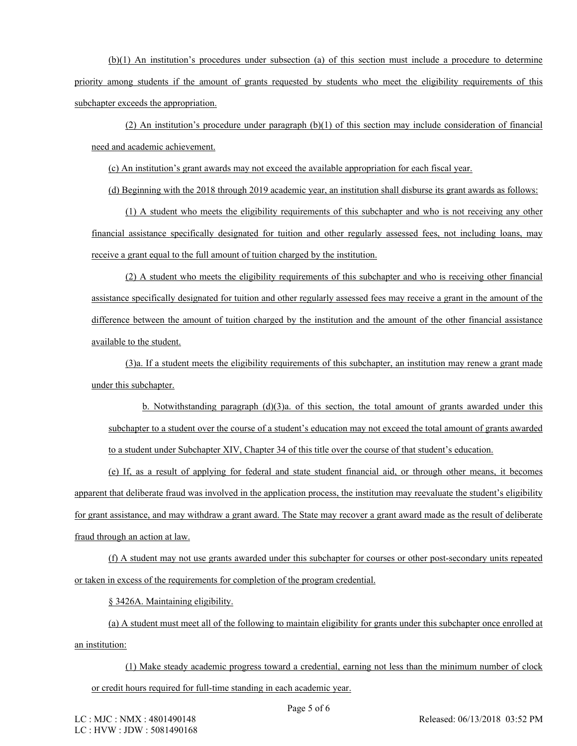(b)(1) An institution's procedures under subsection (a) of this section must include a procedure to determine priority among students if the amount of grants requested by students who meet the eligibility requirements of this subchapter exceeds the appropriation.

(2) An institution's procedure under paragraph (b)(1) of this section may include consideration of financial need and academic achievement.

(c) An institution's grant awards may not exceed the available appropriation for each fiscal year.

(d) Beginning with the 2018 through 2019 academic year, an institution shall disburse its grant awards as follows:

(1) A student who meets the eligibility requirements of this subchapter and who is not receiving any other financial assistance specifically designated for tuition and other regularly assessed fees, not including loans, may receive a grant equal to the full amount of tuition charged by the institution.

(2) A student who meets the eligibility requirements of this subchapter and who is receiving other financial assistance specifically designated for tuition and other regularly assessed fees may receive a grant in the amount of the difference between the amount of tuition charged by the institution and the amount of the other financial assistance available to the student.

(3)a. If a student meets the eligibility requirements of this subchapter, an institution may renew a grant made under this subchapter.

b. Notwithstanding paragraph (d)(3)a. of this section, the total amount of grants awarded under this subchapter to a student over the course of a student's education may not exceed the total amount of grants awarded to a student under Subchapter XIV, Chapter 34 of this title over the course of that student's education.

(e) If, as a result of applying for federal and state student financial aid, or through other means, it becomes apparent that deliberate fraud was involved in the application process, the institution may reevaluate the student's eligibility for grant assistance, and may withdraw a grant award. The State may recover a grant award made as the result of deliberate fraud through an action at law.

(f) A student may not use grants awarded under this subchapter for courses or other post-secondary units repeated or taken in excess of the requirements for completion of the program credential.

§ 3426A. Maintaining eligibility.

(a) A student must meet all of the following to maintain eligibility for grants under this subchapter once enrolled at an institution:

(1) Make steady academic progress toward a credential, earning not less than the minimum number of clock or credit hours required for full-time standing in each academic year.

LC : MJC : NMX : 4801490148 Released: 06/13/2018 03:52 PM
LC : HVW : JDW : 5081490168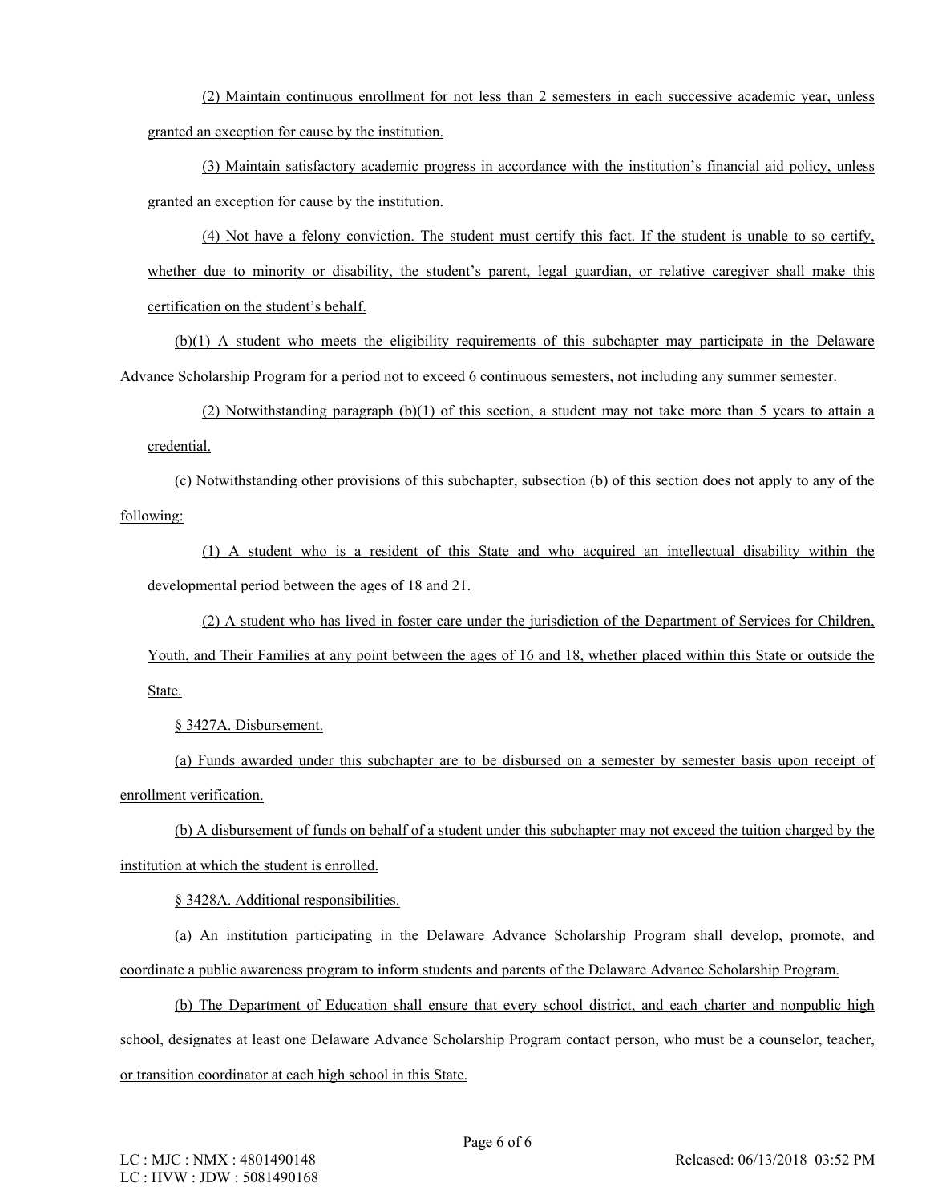(2) Maintain continuous enrollment for not less than 2 semesters in each successive academic year, unless granted an exception for cause by the institution.

(3) Maintain satisfactory academic progress in accordance with the institution's financial aid policy, unless granted an exception for cause by the institution.

(4) Not have a felony conviction. The student must certify this fact. If the student is unable to so certify, whether due to minority or disability, the student's parent, legal guardian, or relative caregiver shall make this certification on the student's behalf.

(b)(1) A student who meets the eligibility requirements of this subchapter may participate in the Delaware Advance Scholarship Program for a period not to exceed 6 continuous semesters, not including any summer semester.

(2) Notwithstanding paragraph (b)(1) of this section, a student may not take more than 5 years to attain a credential.

(c) Notwithstanding other provisions of this subchapter, subsection (b) of this section does not apply to any of the following:

(1) A student who is a resident of this State and who acquired an intellectual disability within the developmental period between the ages of 18 and 21.

(2) A student who has lived in foster care under the jurisdiction of the Department of Services for Children, Youth, and Their Families at any point between the ages of 16 and 18, whether placed within this State or outside the State.

§ 3427A. Disbursement.

(a) Funds awarded under this subchapter are to be disbursed on a semester by semester basis upon receipt of enrollment verification.

(b) A disbursement of funds on behalf of a student under this subchapter may not exceed the tuition charged by the institution at which the student is enrolled.

§ 3428A. Additional responsibilities.

(a) An institution participating in the Delaware Advance Scholarship Program shall develop, promote, and coordinate a public awareness program to inform students and parents of the Delaware Advance Scholarship Program.

(b) The Department of Education shall ensure that every school district, and each charter and nonpublic high school, designates at least one Delaware Advance Scholarship Program contact person, who must be a counselor, teacher, or transition coordinator at each high school in this State.

LC : MJC : NMX : 4801490148
LC : HVW : JDW : 5081490168

Released: 06/13/2018 03:52 PM